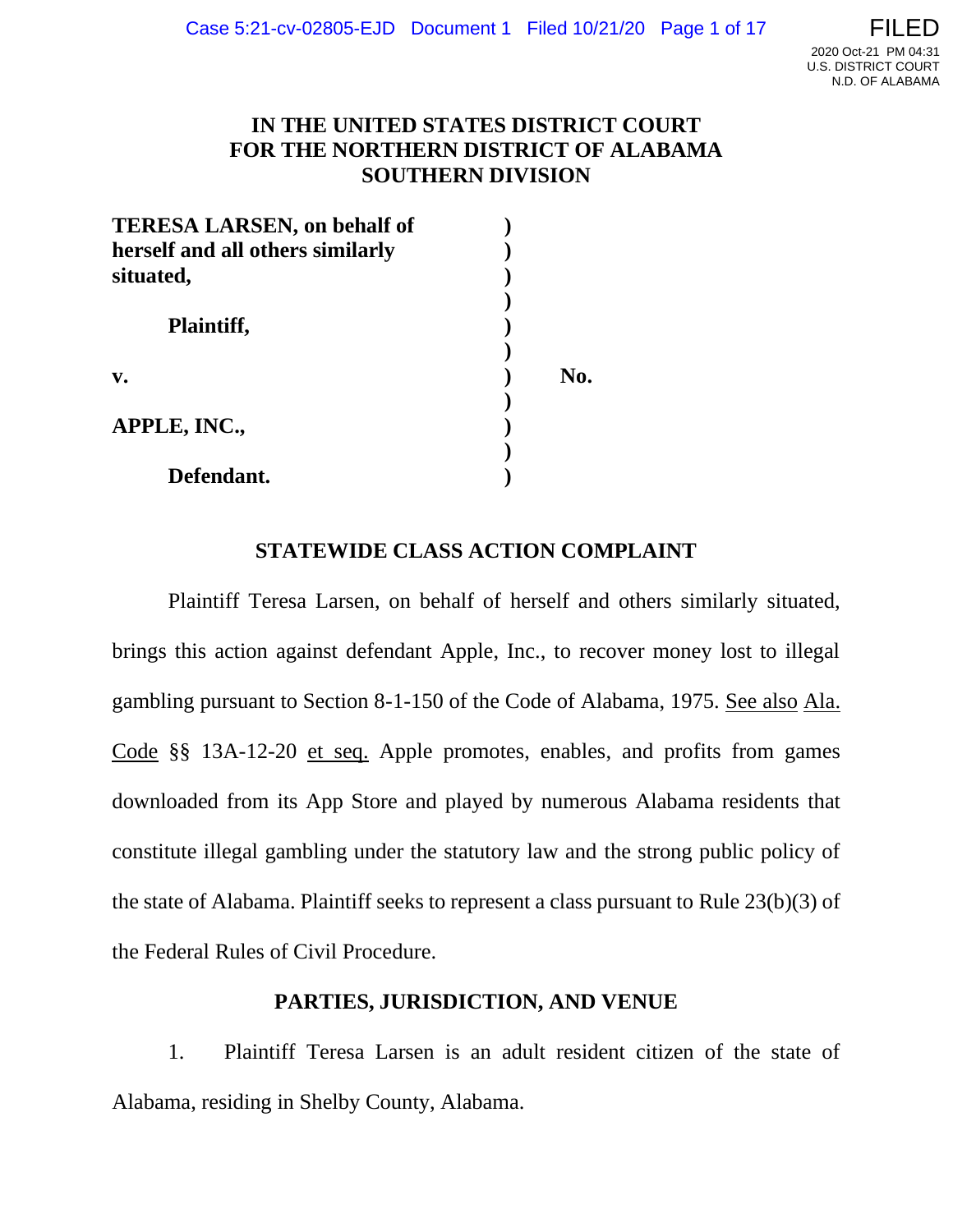**IN THE UNITED STATES DISTRICT COURT**
**FOR THE NORTHERN DISTRICT OF ALABAMA**
**SOUTHERN DIVISION**

| | | |
|---|---|---|
| **TERESA LARSEN, on behalf of herself and all others similarly situated,** | ) | |
| **Plaintiff,** | ) | |
| **v.** | ) | **No.** |
| **APPLE, INC.,** | ) | |
| **Defendant.** | ) | |

## STATEWIDE CLASS ACTION COMPLAINT

Plaintiff Teresa Larsen, on behalf of herself and others similarly situated, brings this action against defendant Apple, Inc., to recover money lost to illegal gambling pursuant to Section 8-1-150 of the Code of Alabama, 1975. See also Ala. Code §§ 13A-12-20 et seq. Apple promotes, enables, and profits from games downloaded from its App Store and played by numerous Alabama residents that constitute illegal gambling under the statutory law and the strong public policy of the state of Alabama. Plaintiff seeks to represent a class pursuant to Rule 23(b)(3) of the Federal Rules of Civil Procedure.

## PARTIES, JURISDICTION, AND VENUE

1. Plaintiff Teresa Larsen is an adult resident citizen of the state of Alabama, residing in Shelby County, Alabama.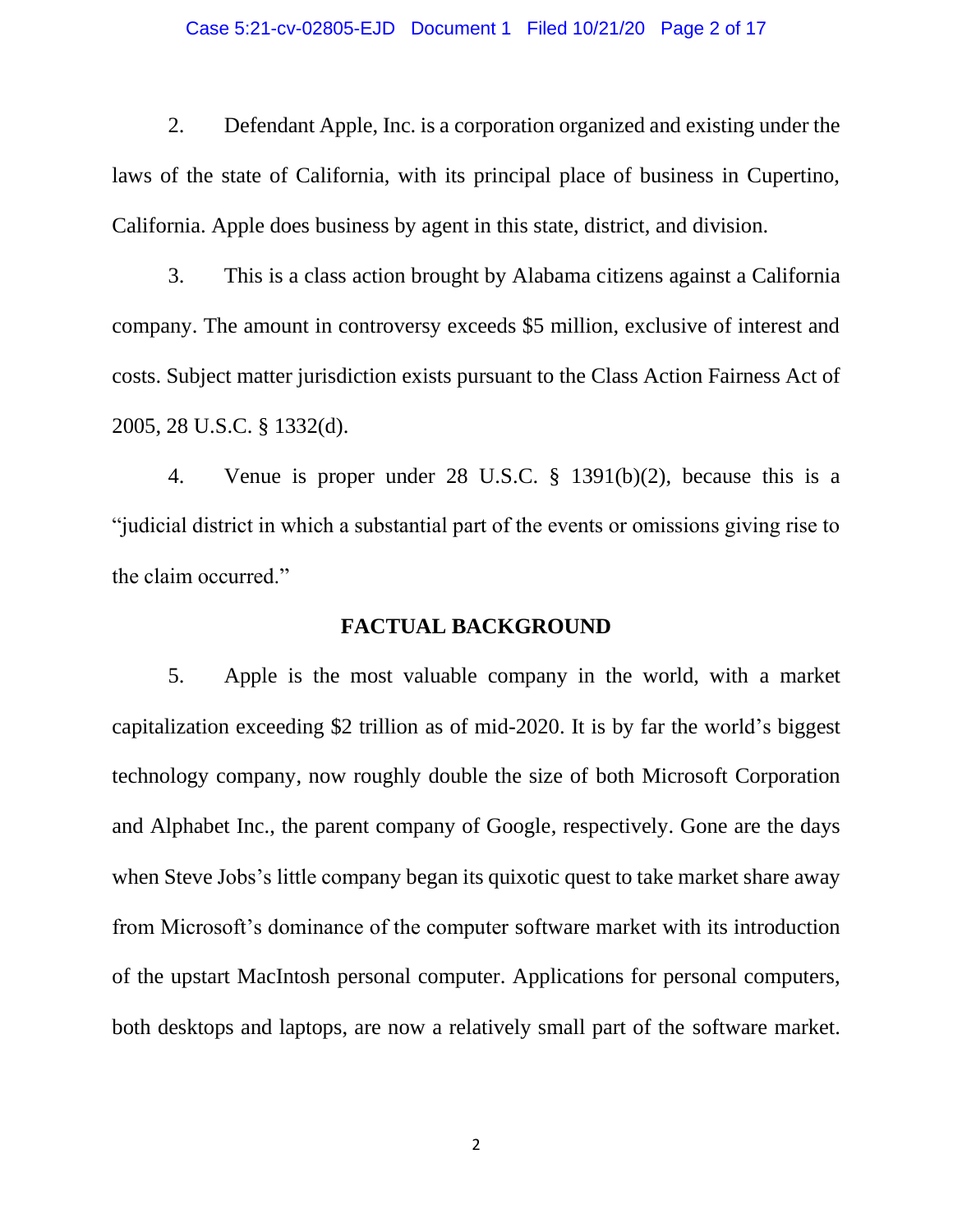2. Defendant Apple, Inc. is a corporation organized and existing under the laws of the state of California, with its principal place of business in Cupertino, California. Apple does business by agent in this state, district, and division.

3. This is a class action brought by Alabama citizens against a California company. The amount in controversy exceeds $5 million, exclusive of interest and costs. Subject matter jurisdiction exists pursuant to the Class Action Fairness Act of 2005, 28 U.S.C. § 1332(d).

4. Venue is proper under 28 U.S.C. § 1391(b)(2), because this is a "judicial district in which a substantial part of the events or omissions giving rise to the claim occurred."

## FACTUAL BACKGROUND

5. Apple is the most valuable company in the world, with a market capitalization exceeding $2 trillion as of mid-2020. It is by far the world's biggest technology company, now roughly double the size of both Microsoft Corporation and Alphabet Inc., the parent company of Google, respectively. Gone are the days when Steve Jobs's little company began its quixotic quest to take market share away from Microsoft's dominance of the computer software market with its introduction of the upstart MacIntosh personal computer. Applications for personal computers, both desktops and laptops, are now a relatively small part of the software market.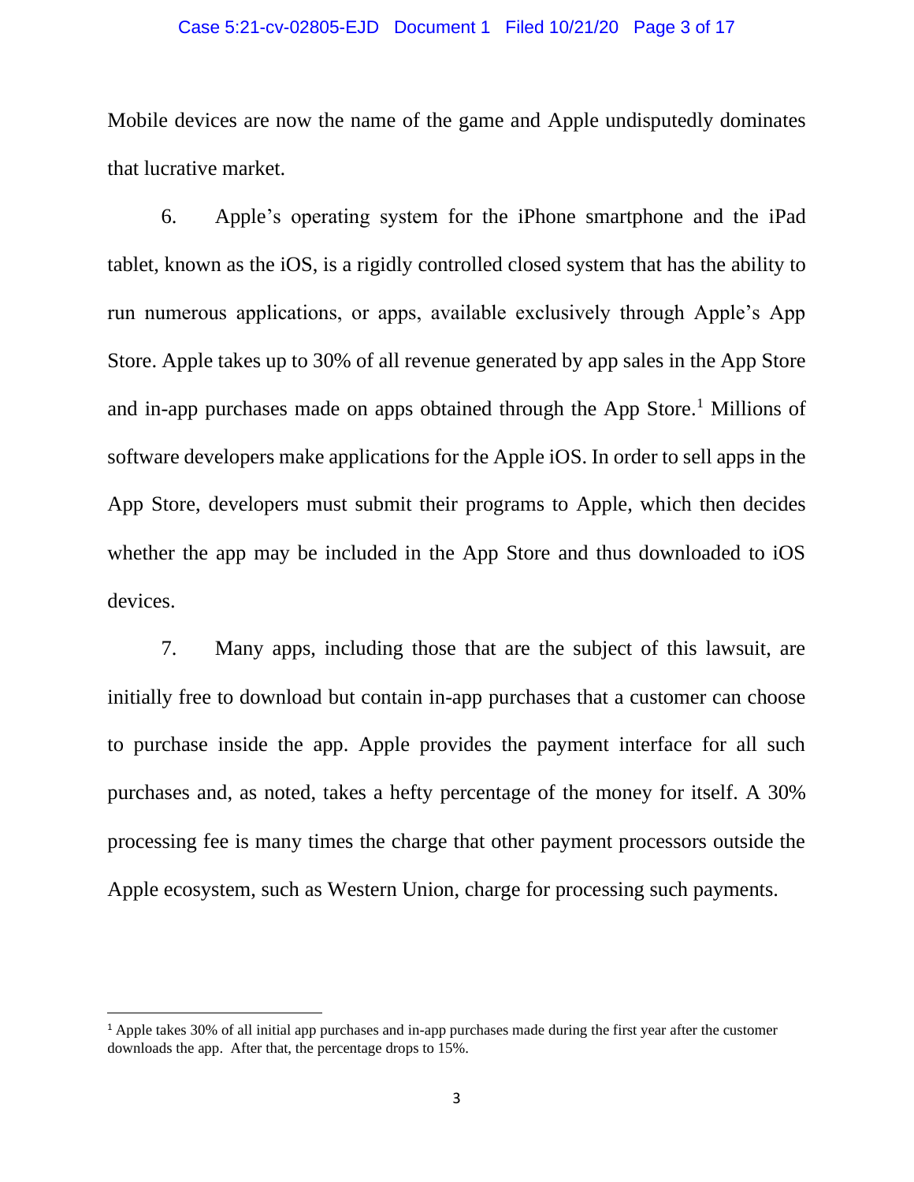Mobile devices are now the name of the game and Apple undisputedly dominates that lucrative market.

6. Apple's operating system for the iPhone smartphone and the iPad tablet, known as the iOS, is a rigidly controlled closed system that has the ability to run numerous applications, or apps, available exclusively through Apple's App Store. Apple takes up to 30% of all revenue generated by app sales in the App Store and in-app purchases made on apps obtained through the App Store.[1] Millions of software developers make applications for the Apple iOS. In order to sell apps in the App Store, developers must submit their programs to Apple, which then decides whether the app may be included in the App Store and thus downloaded to iOS devices.

7. Many apps, including those that are the subject of this lawsuit, are initially free to download but contain in-app purchases that a customer can choose to purchase inside the app. Apple provides the payment interface for all such purchases and, as noted, takes a hefty percentage of the money for itself. A 30% processing fee is many times the charge that other payment processors outside the Apple ecosystem, such as Western Union, charge for processing such payments.

---

[1] Apple takes 30% of all initial app purchases and in-app purchases made during the first year after the customer downloads the app. After that, the percentage drops to 15%.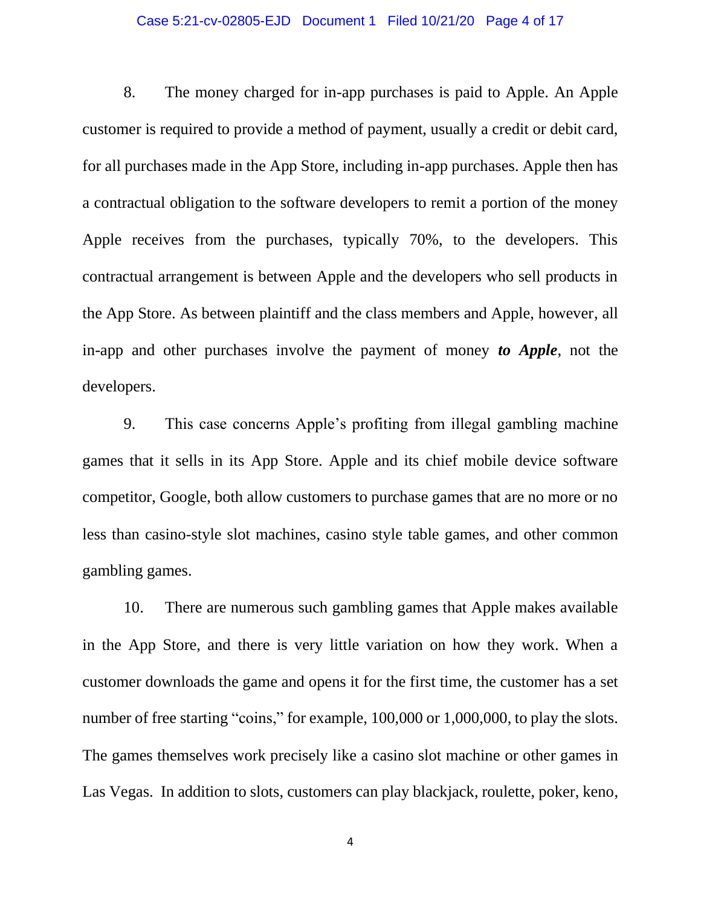8. The money charged for in-app purchases is paid to Apple. An Apple customer is required to provide a method of payment, usually a credit or debit card, for all purchases made in the App Store, including in-app purchases. Apple then has a contractual obligation to the software developers to remit a portion of the money Apple receives from the purchases, typically 70%, to the developers. This contractual arrangement is between Apple and the developers who sell products in the App Store. As between plaintiff and the class members and Apple, however, all in-app and other purchases involve the payment of money ***to Apple***, not the developers.

9. This case concerns Apple's profiting from illegal gambling machine games that it sells in its App Store. Apple and its chief mobile device software competitor, Google, both allow customers to purchase games that are no more or no less than casino-style slot machines, casino style table games, and other common gambling games.

10. There are numerous such gambling games that Apple makes available in the App Store, and there is very little variation on how they work. When a customer downloads the game and opens it for the first time, the customer has a set number of free starting "coins," for example, 100,000 or 1,000,000, to play the slots. The games themselves work precisely like a casino slot machine or other games in Las Vegas. In addition to slots, customers can play blackjack, roulette, poker, keno,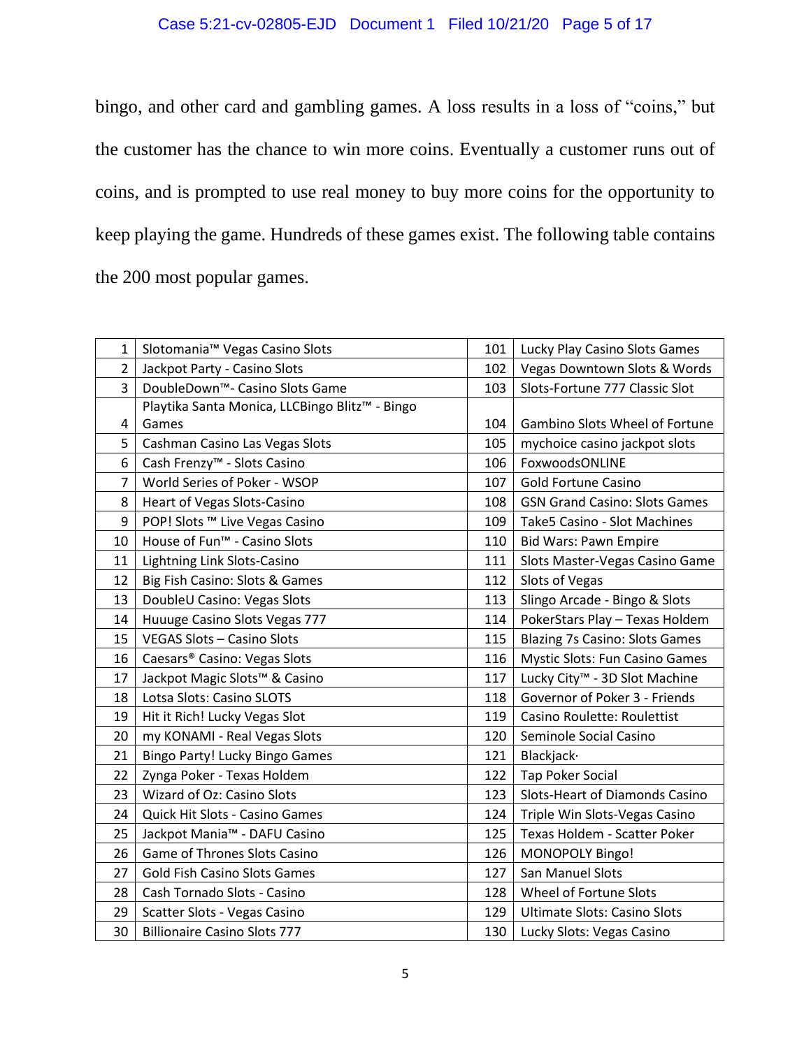bingo, and other card and gambling games. A loss results in a loss of "coins," but the customer has the chance to win more coins. Eventually a customer runs out of coins, and is prompted to use real money to buy more coins for the opportunity to keep playing the game. Hundreds of these games exist. The following table contains the 200 most popular games.

| | | | |
|---|---|---|---|
| 1 | Slotomania™ Vegas Casino Slots | 101 | Lucky Play Casino Slots Games |
| 2 | Jackpot Party - Casino Slots | 102 | Vegas Downtown Slots & Words |
| 3 | DoubleDown™- Casino Slots Game | 103 | Slots-Fortune 777 Classic Slot |
| 4 | Playtika Santa Monica, LLCBingo Blitz™ - Bingo Games | 104 | Gambino Slots Wheel of Fortune |
| 5 | Cashman Casino Las Vegas Slots | 105 | mychoice casino jackpot slots |
| 6 | Cash Frenzy™ - Slots Casino | 106 | FoxwoodsONLINE |
| 7 | World Series of Poker - WSOP | 107 | Gold Fortune Casino |
| 8 | Heart of Vegas Slots-Casino | 108 | GSN Grand Casino: Slots Games |
| 9 | POP! Slots ™ Live Vegas Casino | 109 | Take5 Casino - Slot Machines |
| 10 | House of Fun™ - Casino Slots | 110 | Bid Wars: Pawn Empire |
| 11 | Lightning Link Slots-Casino | 111 | Slots Master-Vegas Casino Game |
| 12 | Big Fish Casino: Slots & Games | 112 | Slots of Vegas |
| 13 | DoubleU Casino: Vegas Slots | 113 | Slingo Arcade - Bingo & Slots |
| 14 | Huuuge Casino Slots Vegas 777 | 114 | PokerStars Play – Texas Holdem |
| 15 | VEGAS Slots – Casino Slots | 115 | Blazing 7s Casino: Slots Games |
| 16 | Caesars® Casino: Vegas Slots | 116 | Mystic Slots: Fun Casino Games |
| 17 | Jackpot Magic Slots™ & Casino | 117 | Lucky City™ - 3D Slot Machine |
| 18 | Lotsa Slots: Casino SLOTS | 118 | Governor of Poker 3 - Friends |
| 19 | Hit it Rich! Lucky Vegas Slot | 119 | Casino Roulette: Roulettist |
| 20 | my KONAMI - Real Vegas Slots | 120 | Seminole Social Casino |
| 21 | Bingo Party! Lucky Bingo Games | 121 | Blackjack· |
| 22 | Zynga Poker - Texas Holdem | 122 | Tap Poker Social |
| 23 | Wizard of Oz: Casino Slots | 123 | Slots-Heart of Diamonds Casino |
| 24 | Quick Hit Slots - Casino Games | 124 | Triple Win Slots-Vegas Casino |
| 25 | Jackpot Mania™ - DAFU Casino | 125 | Texas Holdem - Scatter Poker |
| 26 | Game of Thrones Slots Casino | 126 | MONOPOLY Bingo! |
| 27 | Gold Fish Casino Slots Games | 127 | San Manuel Slots |
| 28 | Cash Tornado Slots - Casino | 128 | Wheel of Fortune Slots |
| 29 | Scatter Slots - Vegas Casino | 129 | Ultimate Slots: Casino Slots |
| 30 | Billionaire Casino Slots 777 | 130 | Lucky Slots: Vegas Casino |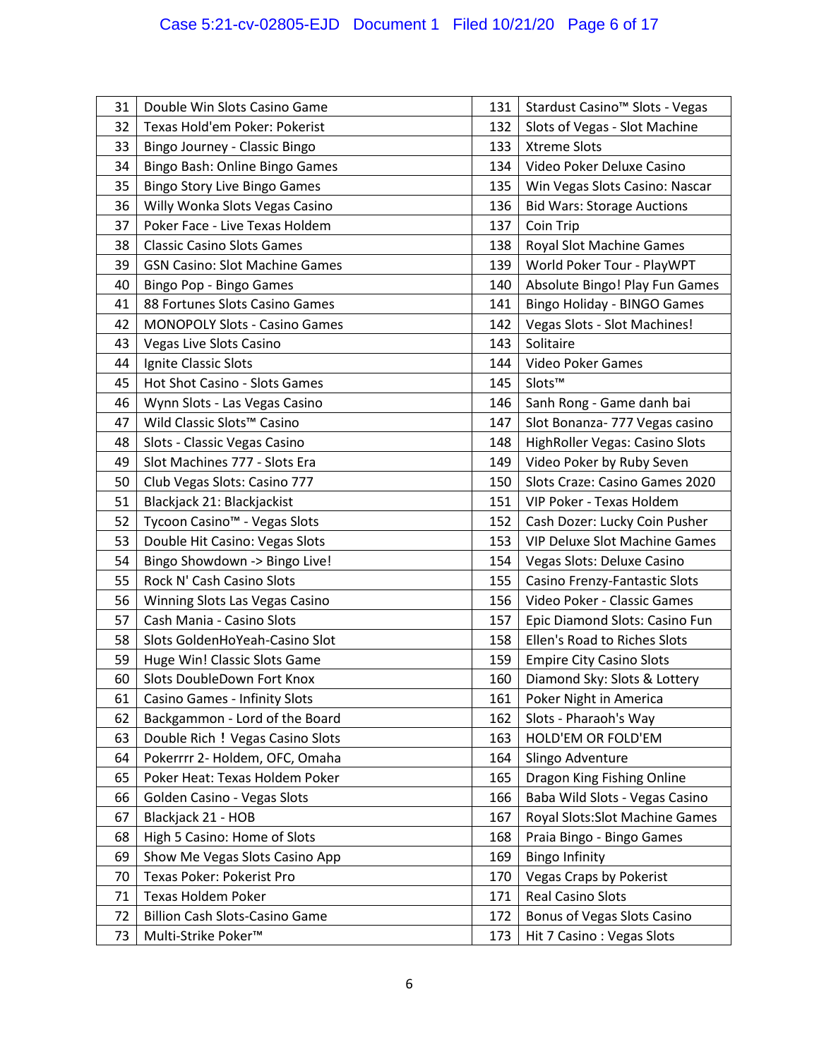| | | | |
|---|---|---|---|
| 31 | Double Win Slots Casino Game | 131 | Stardust Casino™ Slots - Vegas |
| 32 | Texas Hold'em Poker: Pokerist | 132 | Slots of Vegas - Slot Machine |
| 33 | Bingo Journey - Classic Bingo | 133 | Xtreme Slots |
| 34 | Bingo Bash: Online Bingo Games | 134 | Video Poker Deluxe Casino |
| 35 | Bingo Story Live Bingo Games | 135 | Win Vegas Slots Casino: Nascar |
| 36 | Willy Wonka Slots Vegas Casino | 136 | Bid Wars: Storage Auctions |
| 37 | Poker Face - Live Texas Holdem | 137 | Coin Trip |
| 38 | Classic Casino Slots Games | 138 | Royal Slot Machine Games |
| 39 | GSN Casino: Slot Machine Games | 139 | World Poker Tour - PlayWPT |
| 40 | Bingo Pop - Bingo Games | 140 | Absolute Bingo! Play Fun Games |
| 41 | 88 Fortunes Slots Casino Games | 141 | Bingo Holiday - BINGO Games |
| 42 | MONOPOLY Slots - Casino Games | 142 | Vegas Slots - Slot Machines! |
| 43 | Vegas Live Slots Casino | 143 | Solitaire |
| 44 | Ignite Classic Slots | 144 | Video Poker Games |
| 45 | Hot Shot Casino - Slots Games | 145 | Slots™ |
| 46 | Wynn Slots - Las Vegas Casino | 146 | Sanh Rong - Game danh bai |
| 47 | Wild Classic Slots™ Casino | 147 | Slot Bonanza- 777 Vegas casino |
| 48 | Slots - Classic Vegas Casino | 148 | HighRoller Vegas: Casino Slots |
| 49 | Slot Machines 777 - Slots Era | 149 | Video Poker by Ruby Seven |
| 50 | Club Vegas Slots: Casino 777 | 150 | Slots Craze: Casino Games 2020 |
| 51 | Blackjack 21: Blackjackist | 151 | VIP Poker - Texas Holdem |
| 52 | Tycoon Casino™ - Vegas Slots | 152 | Cash Dozer: Lucky Coin Pusher |
| 53 | Double Hit Casino: Vegas Slots | 153 | VIP Deluxe Slot Machine Games |
| 54 | Bingo Showdown -> Bingo Live! | 154 | Vegas Slots: Deluxe Casino |
| 55 | Rock N' Cash Casino Slots | 155 | Casino Frenzy-Fantastic Slots |
| 56 | Winning Slots Las Vegas Casino | 156 | Video Poker - Classic Games |
| 57 | Cash Mania - Casino Slots | 157 | Epic Diamond Slots: Casino Fun |
| 58 | Slots GoldenHoYeah-Casino Slot | 158 | Ellen's Road to Riches Slots |
| 59 | Huge Win! Classic Slots Game | 159 | Empire City Casino Slots |
| 60 | Slots DoubleDown Fort Knox | 160 | Diamond Sky: Slots & Lottery |
| 61 | Casino Games - Infinity Slots | 161 | Poker Night in America |
| 62 | Backgammon - Lord of the Board | 162 | Slots - Pharaoh's Way |
| 63 | Double Rich！Vegas Casino Slots | 163 | HOLD'EM OR FOLD'EM |
| 64 | Pokerrrr 2- Holdem, OFC, Omaha | 164 | Slingo Adventure |
| 65 | Poker Heat: Texas Holdem Poker | 165 | Dragon King Fishing Online |
| 66 | Golden Casino - Vegas Slots | 166 | Baba Wild Slots - Vegas Casino |
| 67 | Blackjack 21 - HOB | 167 | Royal Slots:Slot Machine Games |
| 68 | High 5 Casino: Home of Slots | 168 | Praia Bingo - Bingo Games |
| 69 | Show Me Vegas Slots Casino App | 169 | Bingo Infinity |
| 70 | Texas Poker: Pokerist Pro | 170 | Vegas Craps by Pokerist |
| 71 | Texas Holdem Poker | 171 | Real Casino Slots |
| 72 | Billion Cash Slots-Casino Game | 172 | Bonus of Vegas Slots Casino |
| 73 | Multi-Strike Poker™ | 173 | Hit 7 Casino : Vegas Slots |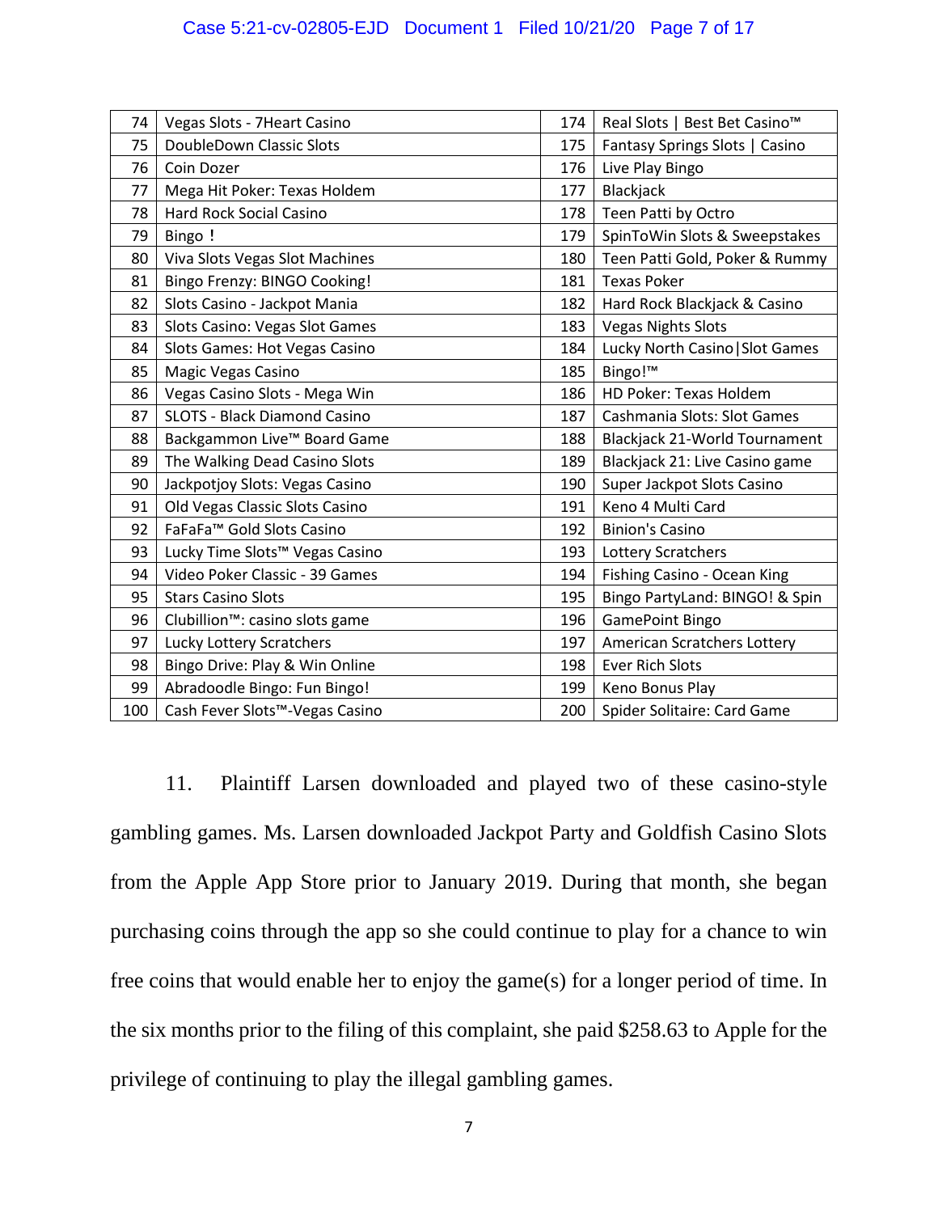| | | | |
|---|---|---|---|
| 74 | Vegas Slots - 7Heart Casino | 174 | Real Slots \| Best Bet Casino™ |
| 75 | DoubleDown Classic Slots | 175 | Fantasy Springs Slots \| Casino |
| 76 | Coin Dozer | 176 | Live Play Bingo |
| 77 | Mega Hit Poker: Texas Holdem | 177 | Blackjack |
| 78 | Hard Rock Social Casino | 178 | Teen Patti by Octro |
| 79 | Bingo ! | 179 | SpinToWin Slots & Sweepstakes |
| 80 | Viva Slots Vegas Slot Machines | 180 | Teen Patti Gold, Poker & Rummy |
| 81 | Bingo Frenzy: BINGO Cooking! | 181 | Texas Poker |
| 82 | Slots Casino - Jackpot Mania | 182 | Hard Rock Blackjack & Casino |
| 83 | Slots Casino: Vegas Slot Games | 183 | Vegas Nights Slots |
| 84 | Slots Games: Hot Vegas Casino | 184 | Lucky North Casino\|Slot Games |
| 85 | Magic Vegas Casino | 185 | Bingo!™ |
| 86 | Vegas Casino Slots - Mega Win | 186 | HD Poker: Texas Holdem |
| 87 | SLOTS - Black Diamond Casino | 187 | Cashmania Slots: Slot Games |
| 88 | Backgammon Live™ Board Game | 188 | Blackjack 21-World Tournament |
| 89 | The Walking Dead Casino Slots | 189 | Blackjack 21: Live Casino game |
| 90 | Jackpotjoy Slots: Vegas Casino | 190 | Super Jackpot Slots Casino |
| 91 | Old Vegas Classic Slots Casino | 191 | Keno 4 Multi Card |
| 92 | FaFaFa™ Gold Slots Casino | 192 | Binion's Casino |
| 93 | Lucky Time Slots™ Vegas Casino | 193 | Lottery Scratchers |
| 94 | Video Poker Classic - 39 Games | 194 | Fishing Casino - Ocean King |
| 95 | Stars Casino Slots | 195 | Bingo PartyLand: BINGO! & Spin |
| 96 | Clubillion™: casino slots game | 196 | GamePoint Bingo |
| 97 | Lucky Lottery Scratchers | 197 | American Scratchers Lottery |
| 98 | Bingo Drive: Play & Win Online | 198 | Ever Rich Slots |
| 99 | Abradoodle Bingo: Fun Bingo! | 199 | Keno Bonus Play |
| 100 | Cash Fever Slots™-Vegas Casino | 200 | Spider Solitaire: Card Game |

11. Plaintiff Larsen downloaded and played two of these casino-style gambling games. Ms. Larsen downloaded Jackpot Party and Goldfish Casino Slots from the Apple App Store prior to January 2019. During that month, she began purchasing coins through the app so she could continue to play for a chance to win free coins that would enable her to enjoy the game(s) for a longer period of time. In the six months prior to the filing of this complaint, she paid $258.63 to Apple for the privilege of continuing to play the illegal gambling games.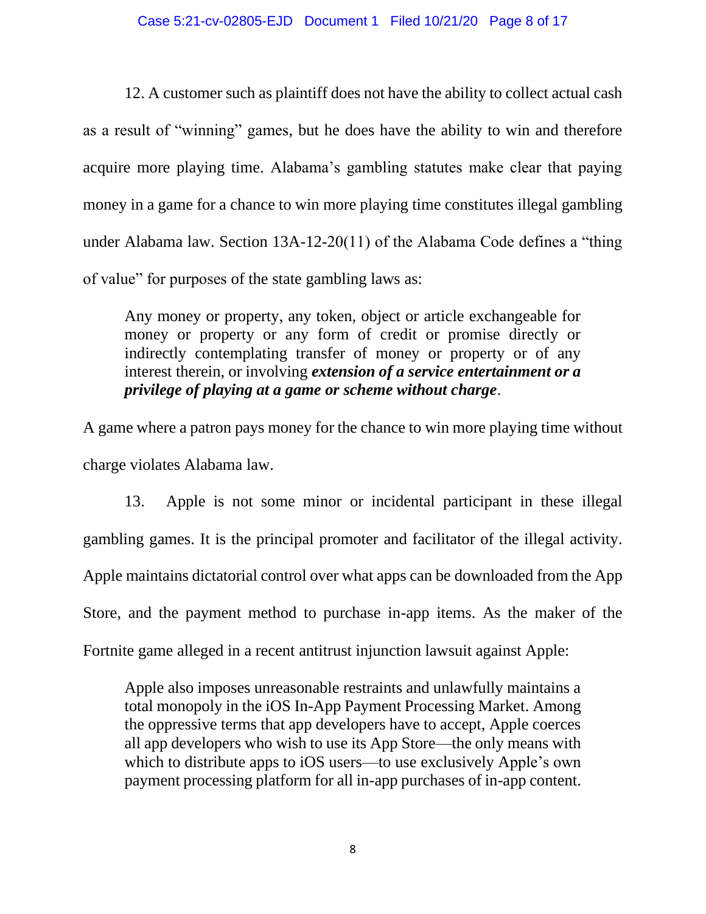12. A customer such as plaintiff does not have the ability to collect actual cash as a result of "winning" games, but he does have the ability to win and therefore acquire more playing time. Alabama's gambling statutes make clear that paying money in a game for a chance to win more playing time constitutes illegal gambling under Alabama law. Section 13A-12-20(11) of the Alabama Code defines a "thing of value" for purposes of the state gambling laws as:

> Any money or property, any token, object or article exchangeable for money or property or any form of credit or promise directly or indirectly contemplating transfer of money or property or of any interest therein, or involving ***extension of a service entertainment or a privilege of playing at a game or scheme without charge***.

A game where a patron pays money for the chance to win more playing time without charge violates Alabama law.

13. Apple is not some minor or incidental participant in these illegal gambling games. It is the principal promoter and facilitator of the illegal activity. Apple maintains dictatorial control over what apps can be downloaded from the App Store, and the payment method to purchase in-app items. As the maker of the Fortnite game alleged in a recent antitrust injunction lawsuit against Apple:

> Apple also imposes unreasonable restraints and unlawfully maintains a total monopoly in the iOS In-App Payment Processing Market. Among the oppressive terms that app developers have to accept, Apple coerces all app developers who wish to use its App Store—the only means with which to distribute apps to iOS users—to use exclusively Apple's own payment processing platform for all in-app purchases of in-app content.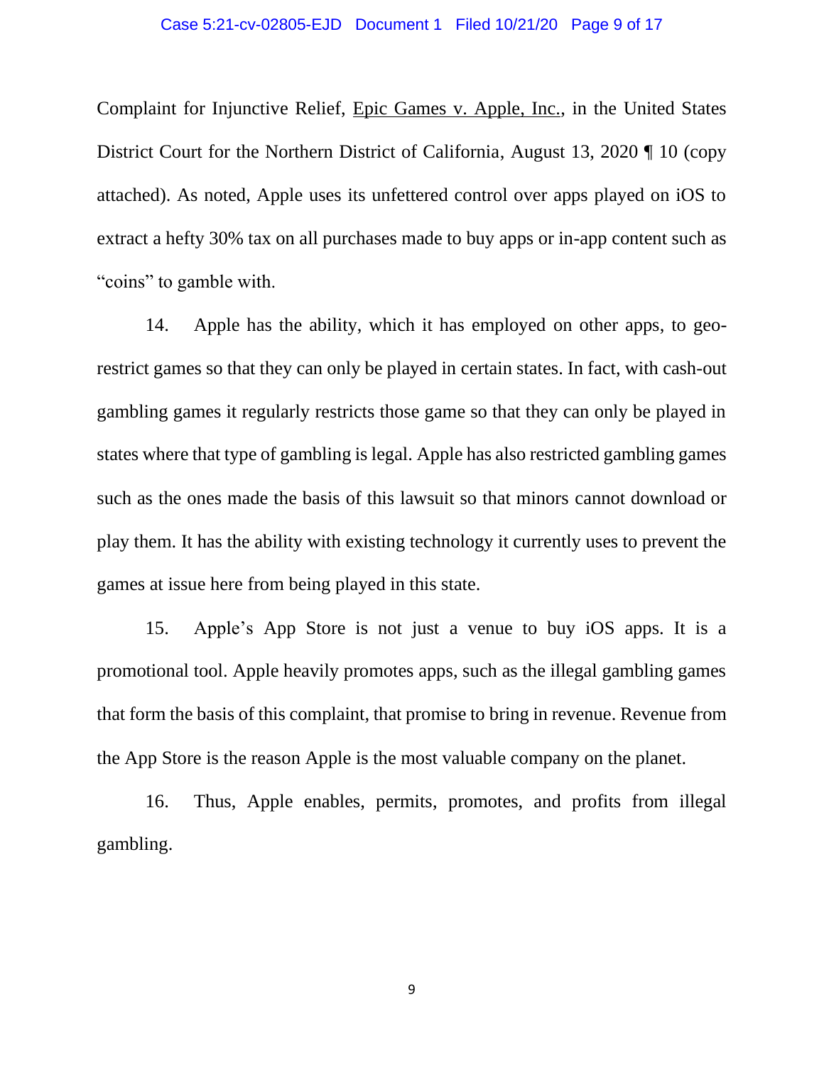Complaint for Injunctive Relief, Epic Games v. Apple, Inc., in the United States District Court for the Northern District of California, August 13, 2020 ¶ 10 (copy attached). As noted, Apple uses its unfettered control over apps played on iOS to extract a hefty 30% tax on all purchases made to buy apps or in-app content such as "coins" to gamble with.

14. Apple has the ability, which it has employed on other apps, to geo-restrict games so that they can only be played in certain states. In fact, with cash-out gambling games it regularly restricts those game so that they can only be played in states where that type of gambling is legal. Apple has also restricted gambling games such as the ones made the basis of this lawsuit so that minors cannot download or play them. It has the ability with existing technology it currently uses to prevent the games at issue here from being played in this state.

15. Apple's App Store is not just a venue to buy iOS apps. It is a promotional tool. Apple heavily promotes apps, such as the illegal gambling games that form the basis of this complaint, that promise to bring in revenue. Revenue from the App Store is the reason Apple is the most valuable company on the planet.

16. Thus, Apple enables, permits, promotes, and profits from illegal gambling.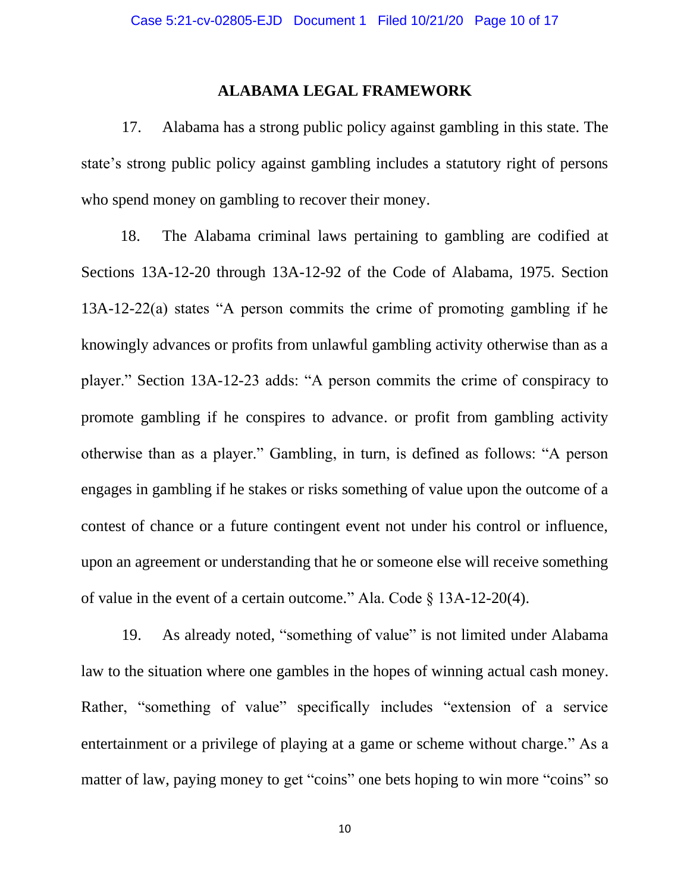## ALABAMA LEGAL FRAMEWORK

17. Alabama has a strong public policy against gambling in this state. The state's strong public policy against gambling includes a statutory right of persons who spend money on gambling to recover their money.

18. The Alabama criminal laws pertaining to gambling are codified at Sections 13A-12-20 through 13A-12-92 of the Code of Alabama, 1975. Section 13A-12-22(a) states "A person commits the crime of promoting gambling if he knowingly advances or profits from unlawful gambling activity otherwise than as a player." Section 13A-12-23 adds: "A person commits the crime of conspiracy to promote gambling if he conspires to advance. or profit from gambling activity otherwise than as a player." Gambling, in turn, is defined as follows: "A person engages in gambling if he stakes or risks something of value upon the outcome of a contest of chance or a future contingent event not under his control or influence, upon an agreement or understanding that he or someone else will receive something of value in the event of a certain outcome." Ala. Code § 13A-12-20(4).

19. As already noted, "something of value" is not limited under Alabama law to the situation where one gambles in the hopes of winning actual cash money. Rather, "something of value" specifically includes "extension of a service entertainment or a privilege of playing at a game or scheme without charge." As a matter of law, paying money to get "coins" one bets hoping to win more "coins" so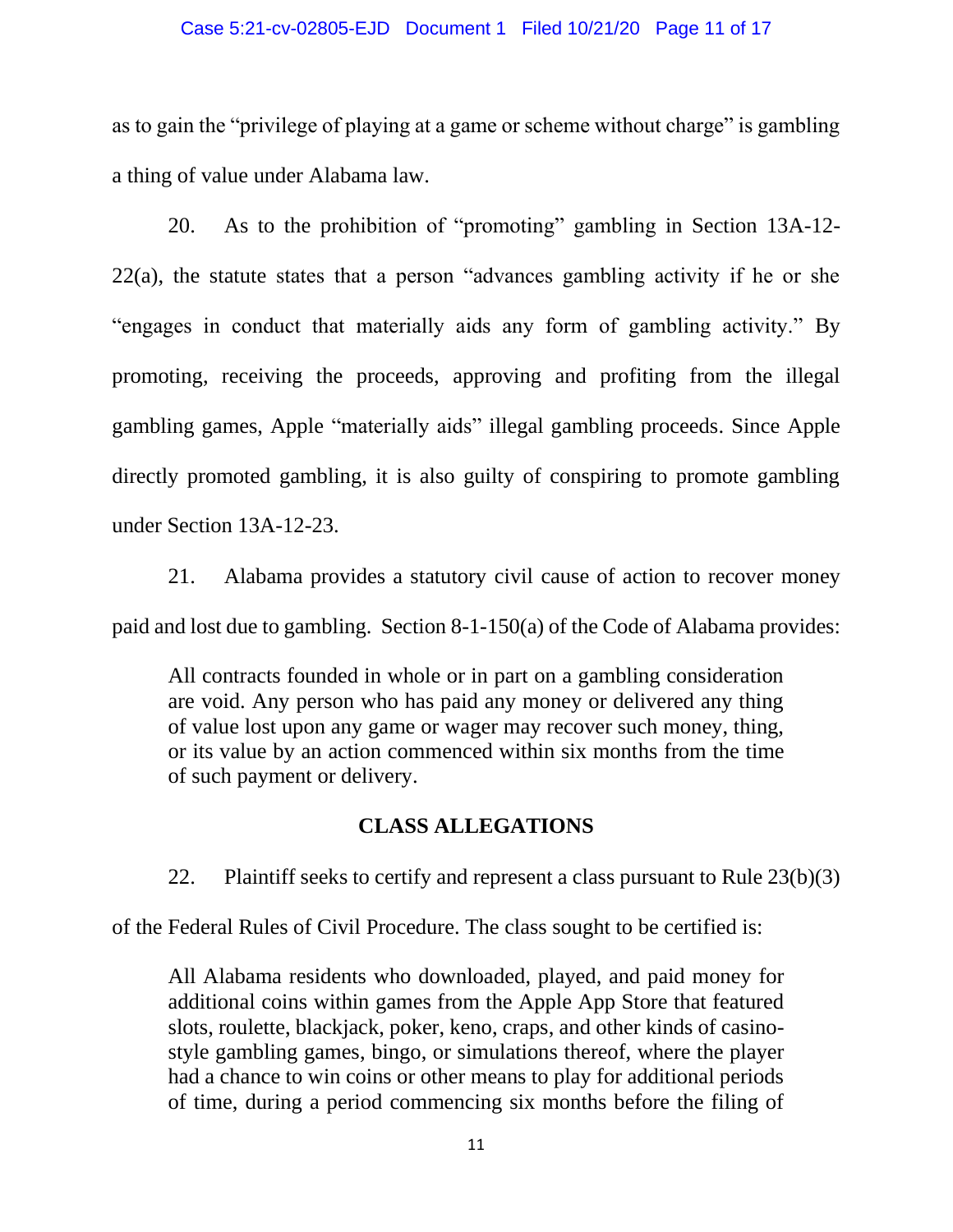as to gain the "privilege of playing at a game or scheme without charge" is gambling a thing of value under Alabama law.

20. As to the prohibition of "promoting" gambling in Section 13A-12-22(a), the statute states that a person "advances gambling activity if he or she "engages in conduct that materially aids any form of gambling activity." By promoting, receiving the proceeds, approving and profiting from the illegal gambling games, Apple "materially aids" illegal gambling proceeds. Since Apple directly promoted gambling, it is also guilty of conspiring to promote gambling under Section 13A-12-23.

21. Alabama provides a statutory civil cause of action to recover money paid and lost due to gambling. Section 8-1-150(a) of the Code of Alabama provides:

> All contracts founded in whole or in part on a gambling consideration are void. Any person who has paid any money or delivered any thing of value lost upon any game or wager may recover such money, thing, or its value by an action commenced within six months from the time of such payment or delivery.

## CLASS ALLEGATIONS

22. Plaintiff seeks to certify and represent a class pursuant to Rule 23(b)(3) of the Federal Rules of Civil Procedure. The class sought to be certified is:

> All Alabama residents who downloaded, played, and paid money for additional coins within games from the Apple App Store that featured slots, roulette, blackjack, poker, keno, craps, and other kinds of casino-style gambling games, bingo, or simulations thereof, where the player had a chance to win coins or other means to play for additional periods of time, during a period commencing six months before the filing of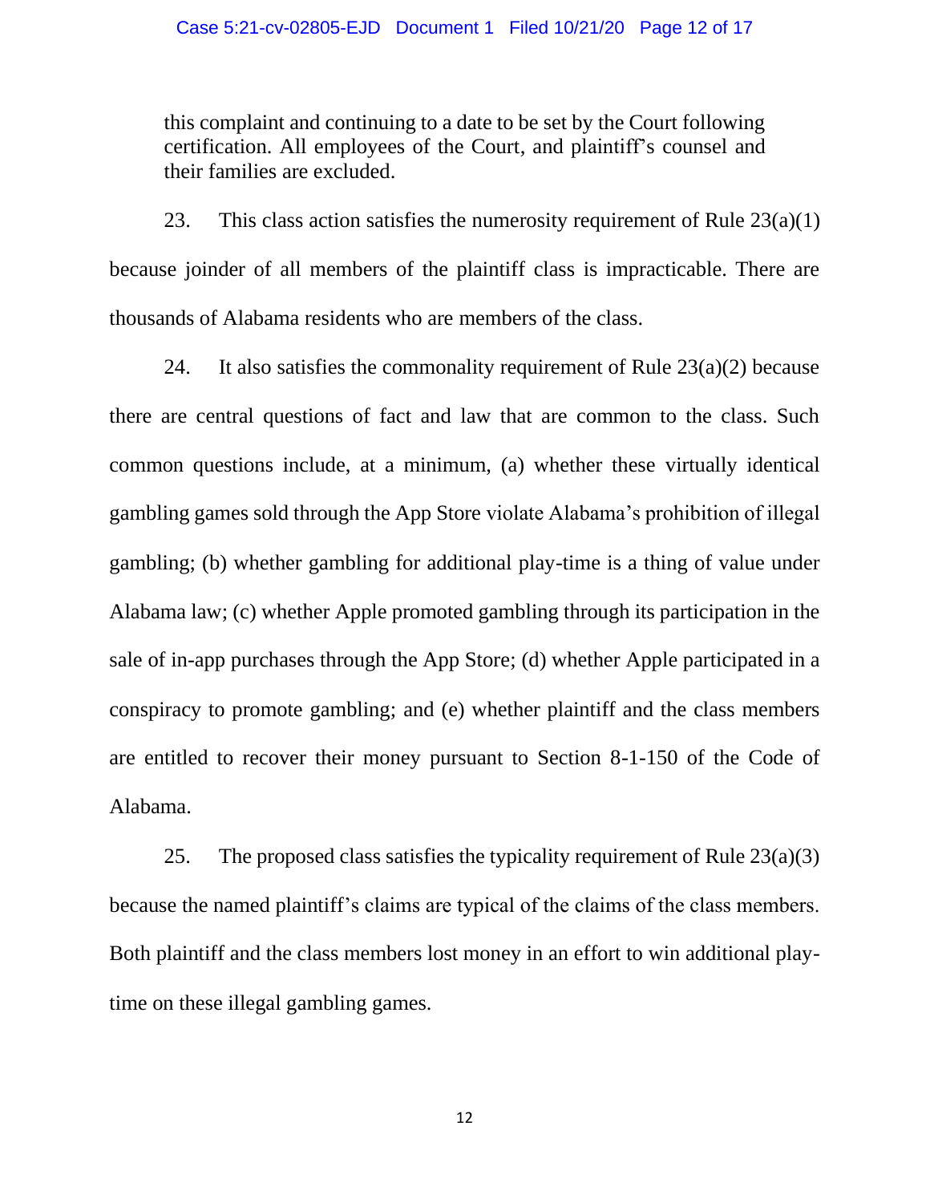> this complaint and continuing to a date to be set by the Court following certification. All employees of the Court, and plaintiff's counsel and their families are excluded.

23. This class action satisfies the numerosity requirement of Rule 23(a)(1) because joinder of all members of the plaintiff class is impracticable. There are thousands of Alabama residents who are members of the class.

24. It also satisfies the commonality requirement of Rule 23(a)(2) because there are central questions of fact and law that are common to the class. Such common questions include, at a minimum, (a) whether these virtually identical gambling games sold through the App Store violate Alabama's prohibition of illegal gambling; (b) whether gambling for additional play-time is a thing of value under Alabama law; (c) whether Apple promoted gambling through its participation in the sale of in-app purchases through the App Store; (d) whether Apple participated in a conspiracy to promote gambling; and (e) whether plaintiff and the class members are entitled to recover their money pursuant to Section 8-1-150 of the Code of Alabama.

25. The proposed class satisfies the typicality requirement of Rule 23(a)(3) because the named plaintiff's claims are typical of the claims of the class members. Both plaintiff and the class members lost money in an effort to win additional play-time on these illegal gambling games.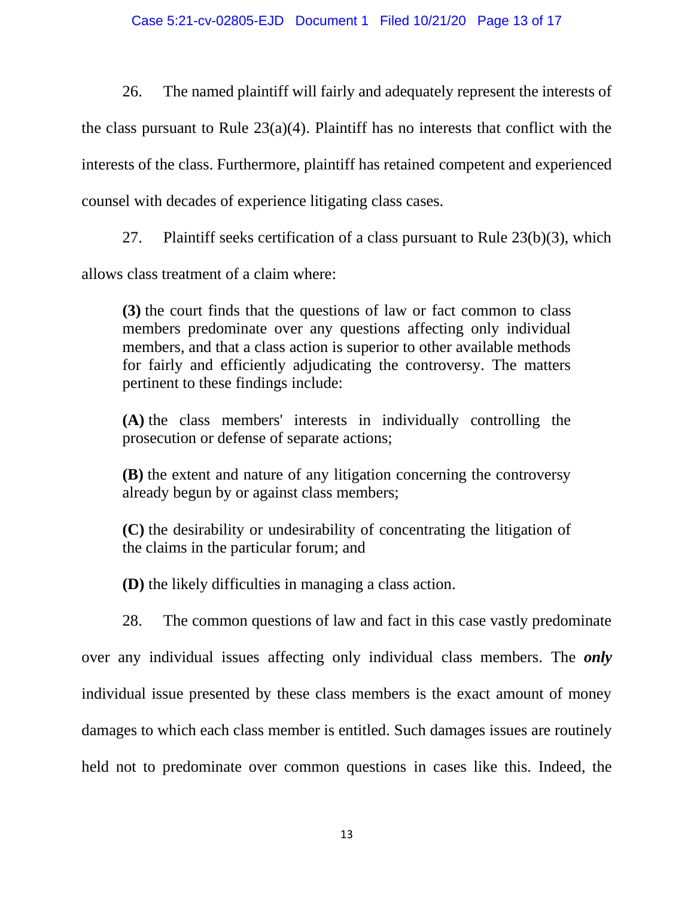26. The named plaintiff will fairly and adequately represent the interests of the class pursuant to Rule 23(a)(4). Plaintiff has no interests that conflict with the interests of the class. Furthermore, plaintiff has retained competent and experienced counsel with decades of experience litigating class cases.

27. Plaintiff seeks certification of a class pursuant to Rule 23(b)(3), which allows class treatment of a claim where:

> **(3)** the court finds that the questions of law or fact common to class members predominate over any questions affecting only individual members, and that a class action is superior to other available methods for fairly and efficiently adjudicating the controversy. The matters pertinent to these findings include:
>
> **(A)** the class members' interests in individually controlling the prosecution or defense of separate actions;
>
> **(B)** the extent and nature of any litigation concerning the controversy already begun by or against class members;
>
> **(C)** the desirability or undesirability of concentrating the litigation of the claims in the particular forum; and
>
> **(D)** the likely difficulties in managing a class action.

28. The common questions of law and fact in this case vastly predominate over any individual issues affecting only individual class members. The ***only*** individual issue presented by these class members is the exact amount of money damages to which each class member is entitled. Such damages issues are routinely held not to predominate over common questions in cases like this. Indeed, the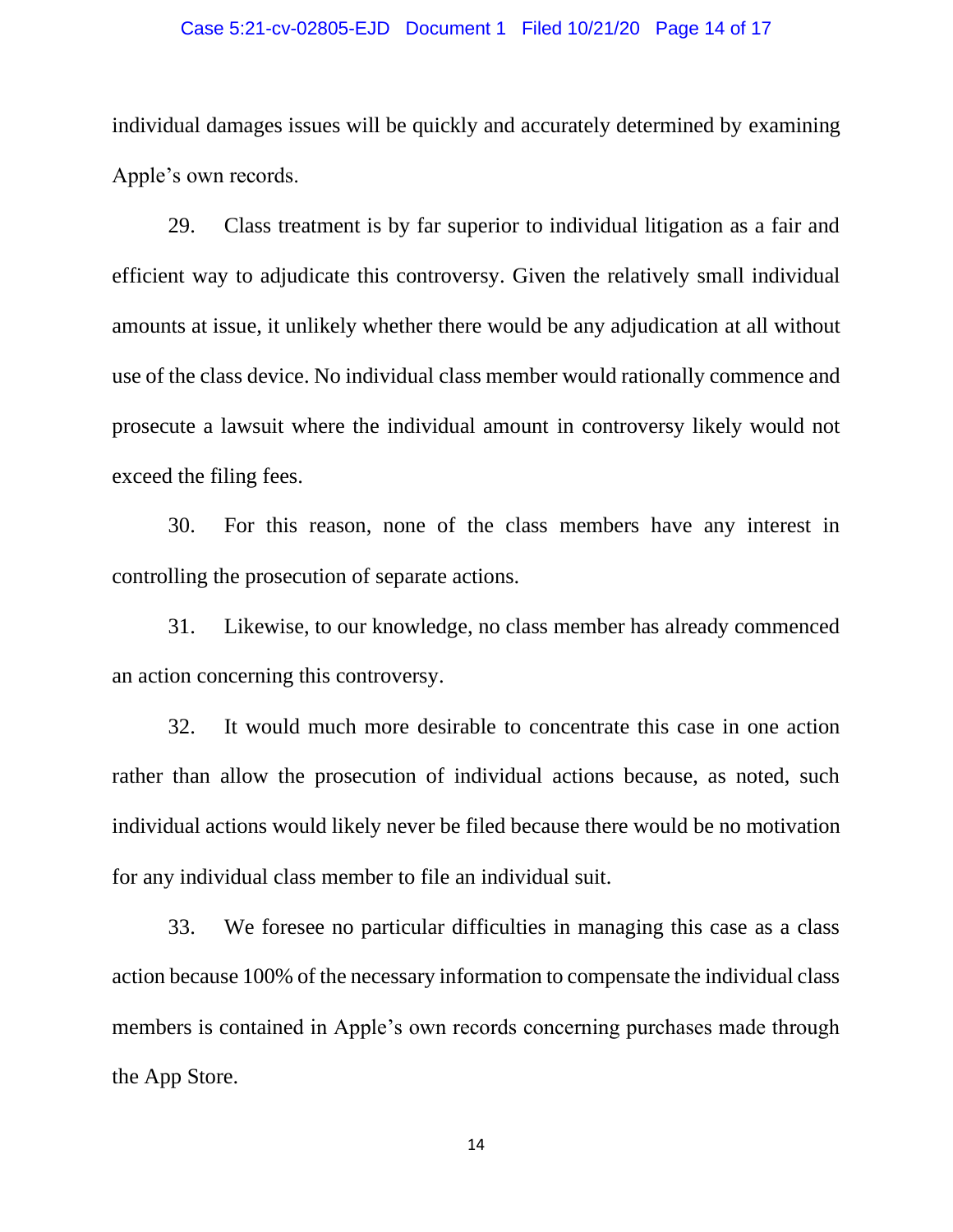individual damages issues will be quickly and accurately determined by examining Apple's own records.

29. Class treatment is by far superior to individual litigation as a fair and efficient way to adjudicate this controversy. Given the relatively small individual amounts at issue, it unlikely whether there would be any adjudication at all without use of the class device. No individual class member would rationally commence and prosecute a lawsuit where the individual amount in controversy likely would not exceed the filing fees.

30. For this reason, none of the class members have any interest in controlling the prosecution of separate actions.

31. Likewise, to our knowledge, no class member has already commenced an action concerning this controversy.

32. It would much more desirable to concentrate this case in one action rather than allow the prosecution of individual actions because, as noted, such individual actions would likely never be filed because there would be no motivation for any individual class member to file an individual suit.

33. We foresee no particular difficulties in managing this case as a class action because 100% of the necessary information to compensate the individual class members is contained in Apple's own records concerning purchases made through the App Store.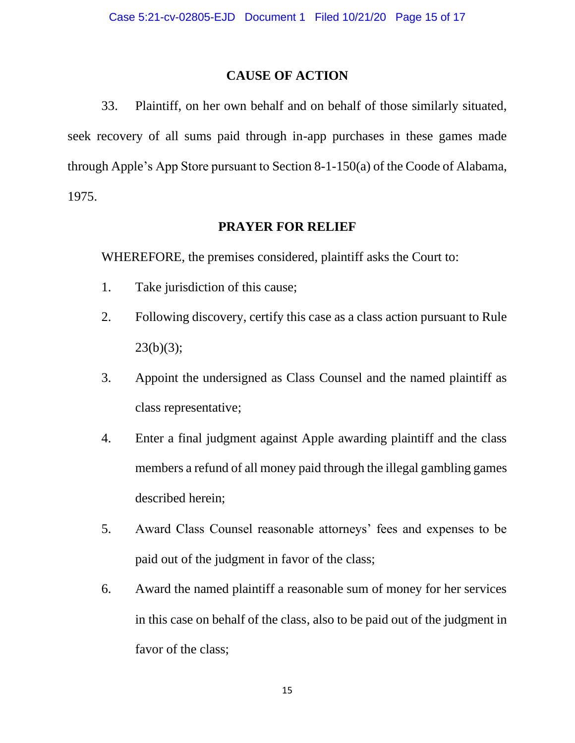## CAUSE OF ACTION

33. Plaintiff, on her own behalf and on behalf of those similarly situated, seek recovery of all sums paid through in-app purchases in these games made through Apple's App Store pursuant to Section 8-1-150(a) of the Coode of Alabama, 1975.

## PRAYER FOR RELIEF

WHEREFORE, the premises considered, plaintiff asks the Court to:

1. Take jurisdiction of this cause;
2. Following discovery, certify this case as a class action pursuant to Rule 23(b)(3);
3. Appoint the undersigned as Class Counsel and the named plaintiff as class representative;
4. Enter a final judgment against Apple awarding plaintiff and the class members a refund of all money paid through the illegal gambling games described herein;
5. Award Class Counsel reasonable attorneys' fees and expenses to be paid out of the judgment in favor of the class;
6. Award the named plaintiff a reasonable sum of money for her services in this case on behalf of the class, also to be paid out of the judgment in favor of the class;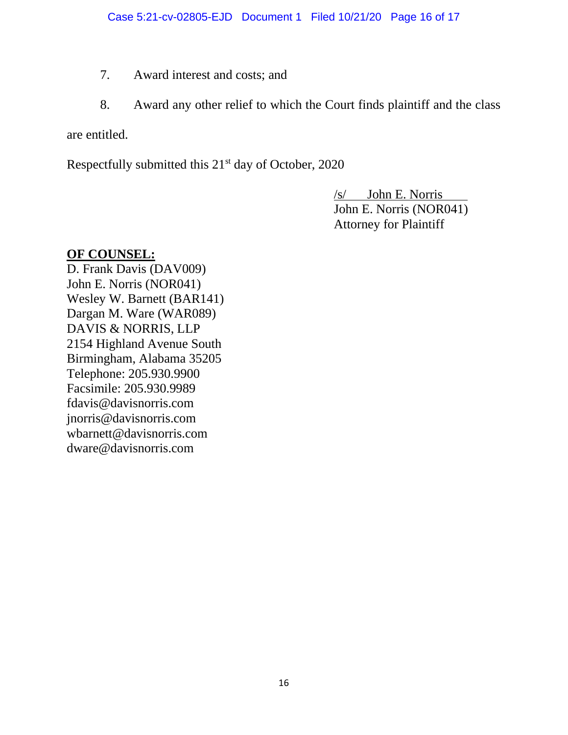7. Award interest and costs; and

8. Award any other relief to which the Court finds plaintiff and the class are entitled.

Respectfully submitted this 21st day of October, 2020

/s/ John E. Norris
John E. Norris (NOR041)
Attorney for Plaintiff

**OF COUNSEL:**
D. Frank Davis (DAV009)
John E. Norris (NOR041)
Wesley W. Barnett (BAR141)
Dargan M. Ware (WAR089)
DAVIS & NORRIS, LLP
2154 Highland Avenue South
Birmingham, Alabama 35205
Telephone: 205.930.9900
Facsimile: 205.930.9989
fdavis@davisnorris.com
jnorris@davisnorris.com
wbarnett@davisnorris.com
dware@davisnorris.com